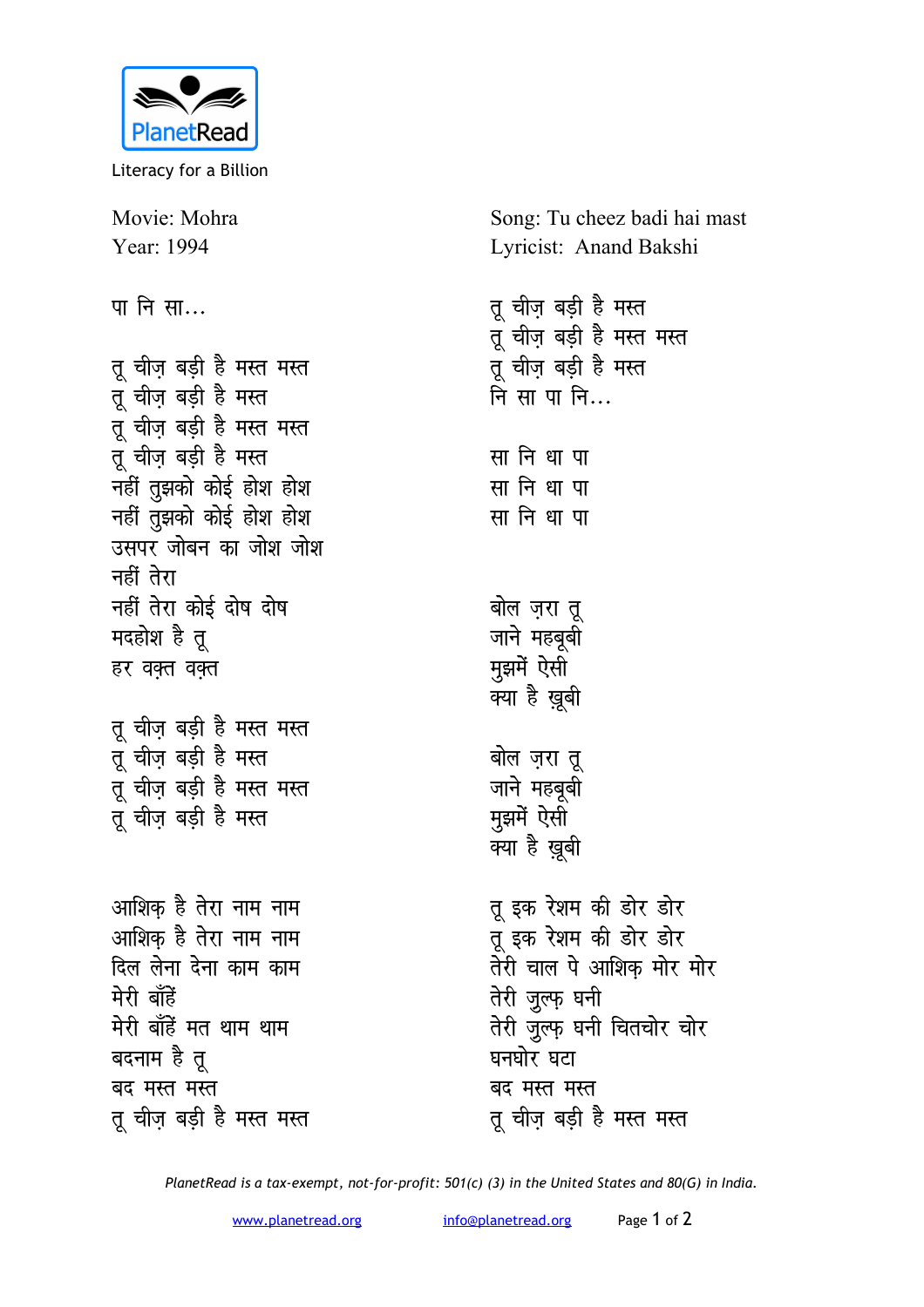Literacy for a Billion

Movie: Mohra
Year: 1994

Song: Tu cheez badi hai mast
Lyricist: Anand Bakshi

पा नि सा…

तू चीज़ बड़ी है मस्त मस्त
तू चीज़ बड़ी है मस्त
तू चीज़ बड़ी है मस्त मस्त
तू चीज़ बड़ी है मस्त
नहीं तुझको कोई होश होश
नहीं तुझको कोई होश होश
उसपर जोबन का जोश जोश
नहीं तेरा
नहीं तेरा कोई दोष दोष
मदहोश है तू
हर वक़्त वक़्त

तू चीज़ बड़ी है मस्त मस्त
तू चीज़ बड़ी है मस्त
तू चीज़ बड़ी है मस्त मस्त
तू चीज़ बड़ी है मस्त

आशिक़ है तेरा नाम नाम
आशिक़ है तेरा नाम नाम
दिल लेना देना काम काम
मेरी बाँहें
मेरी बाँहें मत थाम थाम
बदनाम है तू
बद मस्त मस्त
तू चीज़ बड़ी है मस्त मस्त

तू चीज़ बड़ी है मस्त
तू चीज़ बड़ी है मस्त मस्त
तू चीज़ बड़ी है मस्त
नि सा पा नि…

सा नि धा पा
सा नि धा पा
सा नि धा पा

बोल ज़रा तू
जाने महबूबी
मुझमें ऐसी
क्या है ख़ूबी

बोल ज़रा तू
जाने महबूबी
मुझमें ऐसी
क्या है ख़ूबी

तू इक रेशम की डोर डोर
तू इक रेशम की डोर डोर
तेरी चाल पे आशिक़ मोर मोर
तेरी ज़ुल्फ़ घनी
तेरी ज़ुल्फ़ घनी चितचोर चोर
घनघोर घटा
बद मस्त मस्त
तू चीज़ बड़ी है मस्त मस्त

*PlanetRead is a tax-exempt, not-for-profit: 501(c) (3) in the United States and 80(G) in India.*

www.planetread.org info@planetread.org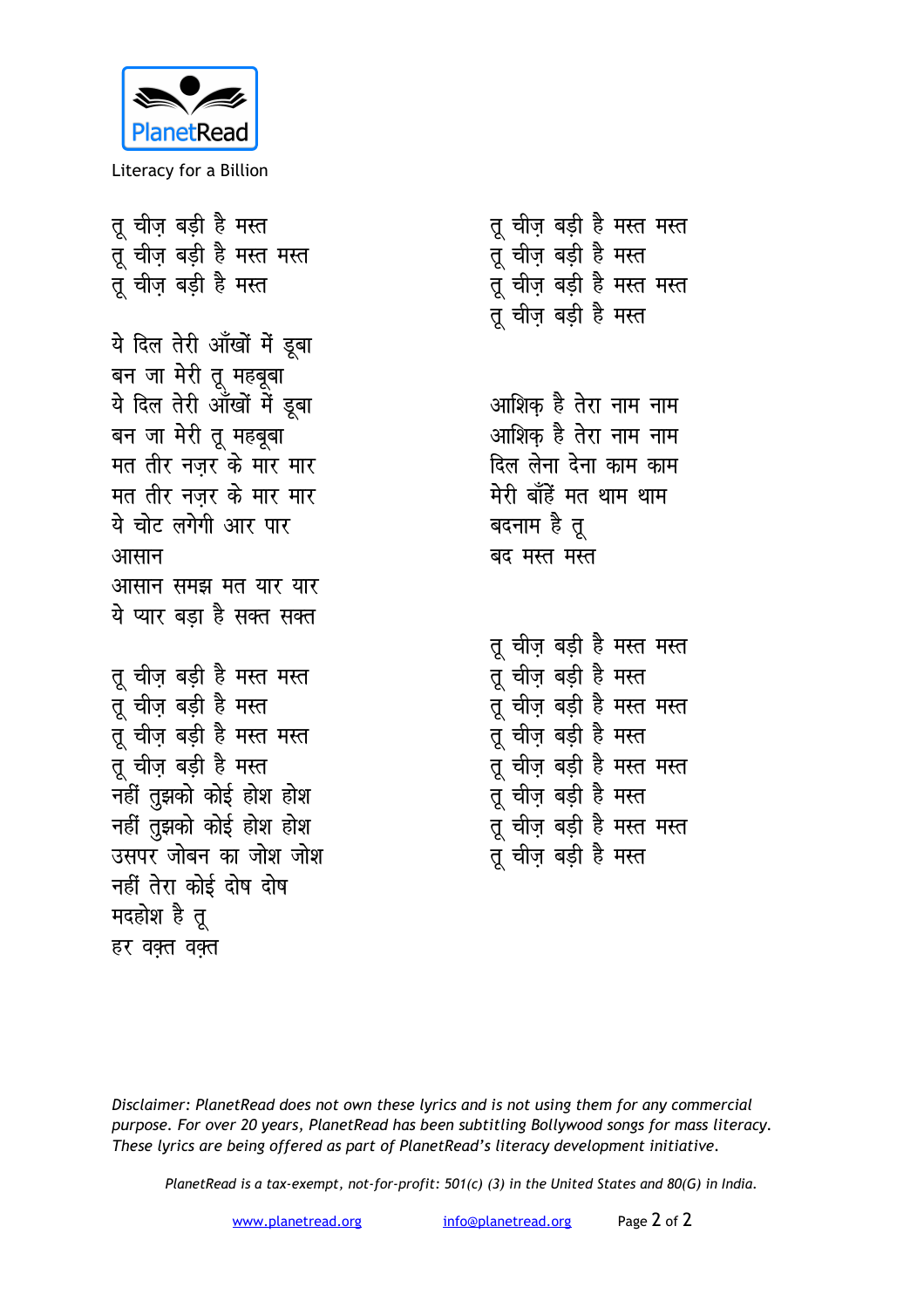PlanetRead

Literacy for a Billion

तू चीज़ बड़ी है मस्त
तू चीज़ बड़ी है मस्त मस्त
तू चीज़ बड़ी है मस्त

ये दिल तेरी आँखों में डूबा
बन जा मेरी तू महबूबा
ये दिल तेरी आँखों में डूबा
बन जा मेरी तू महबूबा
मत तीर नज़र के मार मार
मत तीर नज़र के मार मार
ये चोट लगेगी आर पार
आसान
आसान समझ मत यार यार
ये प्यार बड़ा है सक्त सक्त

तू चीज़ बड़ी है मस्त मस्त
तू चीज़ बड़ी है मस्त
तू चीज़ बड़ी है मस्त मस्त
तू चीज़ बड़ी है मस्त
नहीं तुझको कोई होश होश
नहीं तुझको कोई होश होश
उसपर जोबन का जोश जोश
नहीं तेरा कोई दोष दोष
मदहोश है तू
हर वक़्त वक़्त

तू चीज़ बड़ी है मस्त मस्त
तू चीज़ बड़ी है मस्त
तू चीज़ बड़ी है मस्त मस्त
तू चीज़ बड़ी है मस्त

आशिक़ है तेरा नाम नाम
आशिक़ है तेरा नाम नाम
दिल लेना देना काम काम
मेरी बाँहें मत थाम थाम
बदनाम है तू
बद मस्त मस्त

तू चीज़ बड़ी है मस्त मस्त
तू चीज़ बड़ी है मस्त
तू चीज़ बड़ी है मस्त मस्त
तू चीज़ बड़ी है मस्त
तू चीज़ बड़ी है मस्त मस्त
तू चीज़ बड़ी है मस्त
तू चीज़ बड़ी है मस्त मस्त
तू चीज़ बड़ी है मस्त

*Disclaimer: PlanetRead does not own these lyrics and is not using them for any commercial purpose. For over 20 years, PlanetRead has been subtitling Bollywood songs for mass literacy. These lyrics are being offered as part of PlanetRead's literacy development initiative.*

*PlanetRead is a tax-exempt, not-for-profit: 501(c) (3) in the United States and 80(G) in India.*

www.planetread.org info@planetread.org